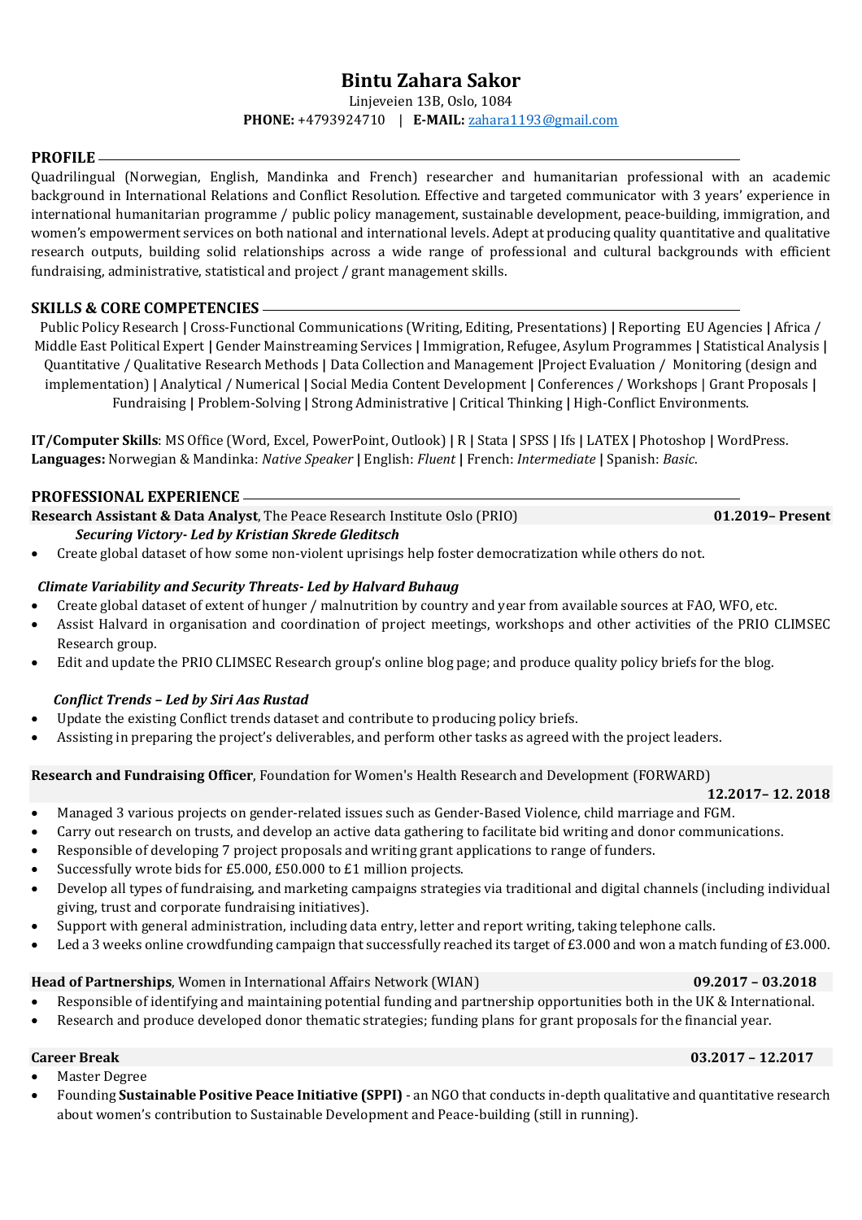# Bintu Zahara Sakor

Linjeveien 13B, Oslo, 1084

**PHONE:** +4793924710 | **E-MAIL:** zahara1193@gmail.com

## PROFILE

Quadrilingual (Norwegian, English, Mandinka and French) researcher and humanitarian professional with an academic background in International Relations and Conflict Resolution. Effective and targeted communicator with 3 years' experience in international humanitarian programme / public policy management, sustainable development, peace-building, immigration, and women's empowerment services on both national and international levels. Adept at producing quality quantitative and qualitative research outputs, building solid relationships across a wide range of professional and cultural backgrounds with efficient fundraising, administrative, statistical and project / grant management skills.

## SKILLS & CORE COMPETENCIES

Public Policy Research **|** Cross-Functional Communications (Writing, Editing, Presentations) **|** Reporting EU Agencies **|** Africa / Middle East Political Expert **|** Gender Mainstreaming Services **|** Immigration, Refugee, Asylum Programmes **|** Statistical Analysis **|** Quantitative / Qualitative Research Methods **|** Data Collection and Management **|**Project Evaluation / Monitoring (design and implementation) **|** Analytical / Numerical **|** Social Media Content Development **|** Conferences / Workshops **|** Grant Proposals **|** Fundraising **|** Problem-Solving **|** Strong Administrative **|** Critical Thinking **|** High-Conflict Environments.

**IT/Computer Skills**: MS Office (Word, Excel, PowerPoint, Outlook) **|** R **|** Stata **|** SPSS **|** Ifs **|** LATEX **|** Photoshop **|** WordPress.
**Languages:** Norwegian & Mandinka: *Native Speaker* **|** English: *Fluent* **|** French: *Intermediate* **|** Spanish: *Basic*.

## PROFESSIONAL EXPERIENCE

**Research Assistant & Data Analyst**, The Peace Research Institute Oslo (PRIO) **01.2019– Present**

***Securing Victory- Led by Kristian Skrede Gleditsch***

- Create global dataset of how some non-violent uprisings help foster democratization while others do not.

***Climate Variability and Security Threats- Led by Halvard Buhaug***

- Create global dataset of extent of hunger / malnutrition by country and year from available sources at FAO, WFO, etc.
- Assist Halvard in organisation and coordination of project meetings, workshops and other activities of the PRIO CLIMSEC Research group.
- Edit and update the PRIO CLIMSEC Research group's online blog page; and produce quality policy briefs for the blog.

***Conflict Trends – Led by Siri Aas Rustad***

- Update the existing Conflict trends dataset and contribute to producing policy briefs.
- Assisting in preparing the project's deliverables, and perform other tasks as agreed with the project leaders.

**Research and Fundraising Officer**, Foundation for Women's Health Research and Development (FORWARD) **12.2017– 12. 2018**

- Managed 3 various projects on gender-related issues such as Gender-Based Violence, child marriage and FGM.
- Carry out research on trusts, and develop an active data gathering to facilitate bid writing and donor communications.
- Responsible of developing 7 project proposals and writing grant applications to range of funders.
- Successfully wrote bids for £5.000, £50.000 to £1 million projects.
- Develop all types of fundraising, and marketing campaigns strategies via traditional and digital channels (including individual giving, trust and corporate fundraising initiatives).
- Support with general administration, including data entry, letter and report writing, taking telephone calls.
- Led a 3 weeks online crowdfunding campaign that successfully reached its target of £3.000 and won a match funding of £3.000.

**Head of Partnerships**, Women in International Affairs Network (WIAN) **09.2017 – 03.2018**

- Responsible of identifying and maintaining potential funding and partnership opportunities both in the UK & International.
- Research and produce developed donor thematic strategies; funding plans for grant proposals for the financial year.

**Career Break** **03.2017 – 12.2017**

- Master Degree
- Founding **Sustainable Positive Peace Initiative (SPPI)** - an NGO that conducts in-depth qualitative and quantitative research about women's contribution to Sustainable Development and Peace-building (still in running).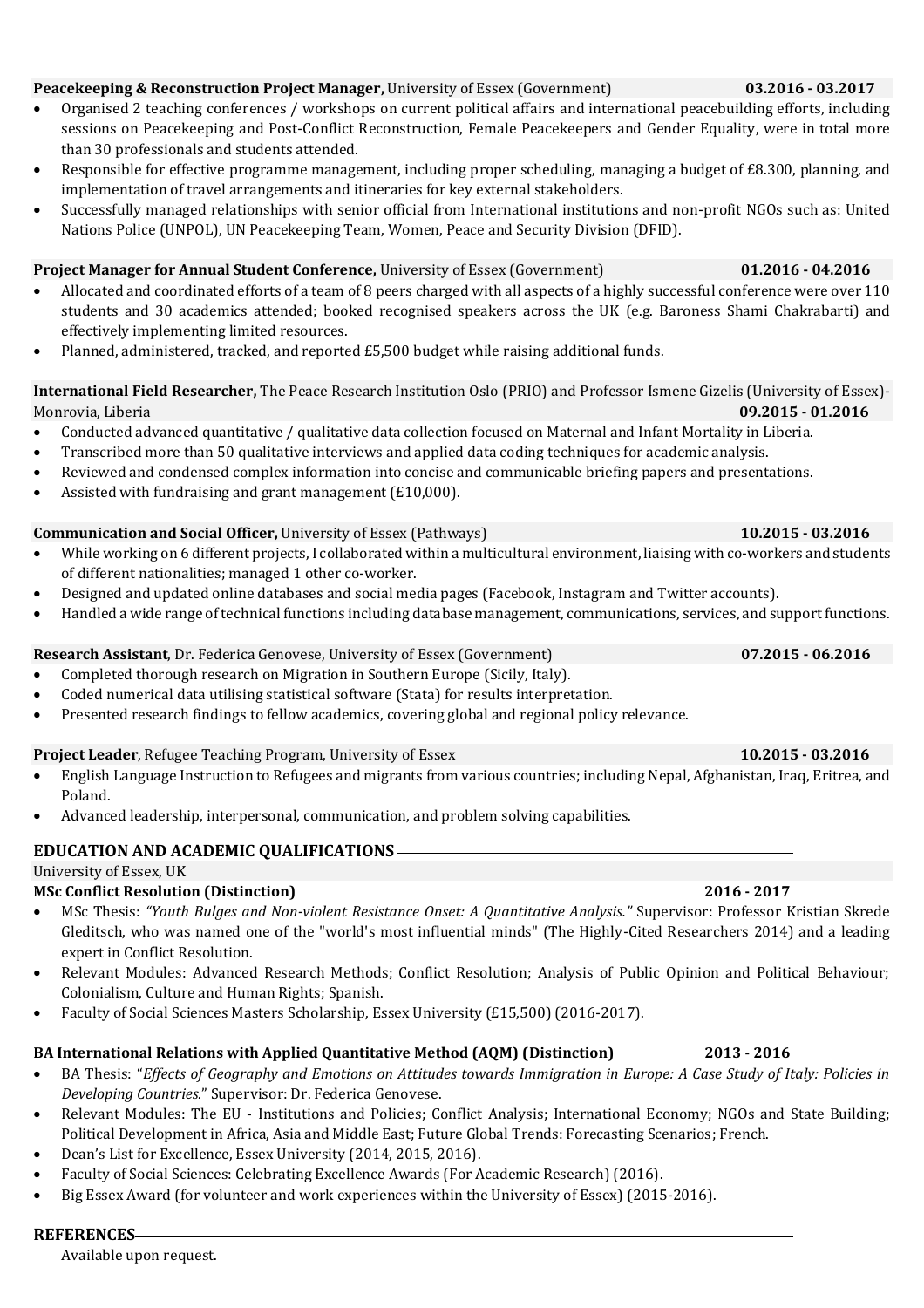**Peacekeeping & Reconstruction Project Manager,** University of Essex (Government) **03.2016 - 03.2017**

- Organised 2 teaching conferences / workshops on current political affairs and international peacebuilding efforts, including sessions on Peacekeeping and Post-Conflict Reconstruction, Female Peacekeepers and Gender Equality, were in total more than 30 professionals and students attended.
- Responsible for effective programme management, including proper scheduling, managing a budget of £8.300, planning, and implementation of travel arrangements and itineraries for key external stakeholders.
- Successfully managed relationships with senior official from International institutions and non-profit NGOs such as: United Nations Police (UNPOL), UN Peacekeeping Team, Women, Peace and Security Division (DFID).

**Project Manager for Annual Student Conference,** University of Essex (Government) **01.2016 - 04.2016**

- Allocated and coordinated efforts of a team of 8 peers charged with all aspects of a highly successful conference were over 110 students and 30 academics attended; booked recognised speakers across the UK (e.g. Baroness Shami Chakrabarti) and effectively implementing limited resources.
- Planned, administered, tracked, and reported £5,500 budget while raising additional funds.

**International Field Researcher,** The Peace Research Institution Oslo (PRIO) and Professor Ismene Gizelis (University of Essex)- Monrovia, Liberia **09.2015 - 01.2016**

- Conducted advanced quantitative / qualitative data collection focused on Maternal and Infant Mortality in Liberia.
- Transcribed more than 50 qualitative interviews and applied data coding techniques for academic analysis.
- Reviewed and condensed complex information into concise and communicable briefing papers and presentations.
- Assisted with fundraising and grant management (£10,000).

**Communication and Social Officer,** University of Essex (Pathways) **10.2015 - 03.2016**

- While working on 6 different projects, I collaborated within a multicultural environment, liaising with co-workers and students of different nationalities; managed 1 other co-worker.
- Designed and updated online databases and social media pages (Facebook, Instagram and Twitter accounts).
- Handled a wide range of technical functions including database management, communications, services, and support functions.

**Research Assistant**, Dr. Federica Genovese, University of Essex (Government) **07.2015 - 06.2016**

- Completed thorough research on Migration in Southern Europe (Sicily, Italy).
- Coded numerical data utilising statistical software (Stata) for results interpretation.
- Presented research findings to fellow academics, covering global and regional policy relevance.

**Project Leader**, Refugee Teaching Program, University of Essex **10.2015 - 03.2016**

- English Language Instruction to Refugees and migrants from various countries; including Nepal, Afghanistan, Iraq, Eritrea, and Poland.
- Advanced leadership, interpersonal, communication, and problem solving capabilities.

## EDUCATION AND ACADEMIC QUALIFICATIONS

University of Essex, UK

**MSc Conflict Resolution (Distinction)** **2016 - 2017**

- MSc Thesis: *"Youth Bulges and Non-violent Resistance Onset: A Quantitative Analysis."* Supervisor: Professor Kristian Skrede Gleditsch, who was named one of the "world's most influential minds" (The Highly-Cited Researchers 2014) and a leading expert in Conflict Resolution.
- Relevant Modules: Advanced Research Methods; Conflict Resolution; Analysis of Public Opinion and Political Behaviour; Colonialism, Culture and Human Rights; Spanish.
- Faculty of Social Sciences Masters Scholarship, Essex University (£15,500) (2016-2017).

**BA International Relations with Applied Quantitative Method (AQM) (Distinction)** **2013 - 2016**

- BA Thesis: "*Effects of Geography and Emotions on Attitudes towards Immigration in Europe: A Case Study of Italy: Policies in Developing Countries.*" Supervisor: Dr. Federica Genovese.
- Relevant Modules: The EU - Institutions and Policies; Conflict Analysis; International Economy; NGOs and State Building; Political Development in Africa, Asia and Middle East; Future Global Trends: Forecasting Scenarios; French.
- Dean's List for Excellence, Essex University (2014, 2015, 2016).
- Faculty of Social Sciences: Celebrating Excellence Awards (For Academic Research) (2016).
- Big Essex Award (for volunteer and work experiences within the University of Essex) (2015-2016).

## REFERENCES

Available upon request.